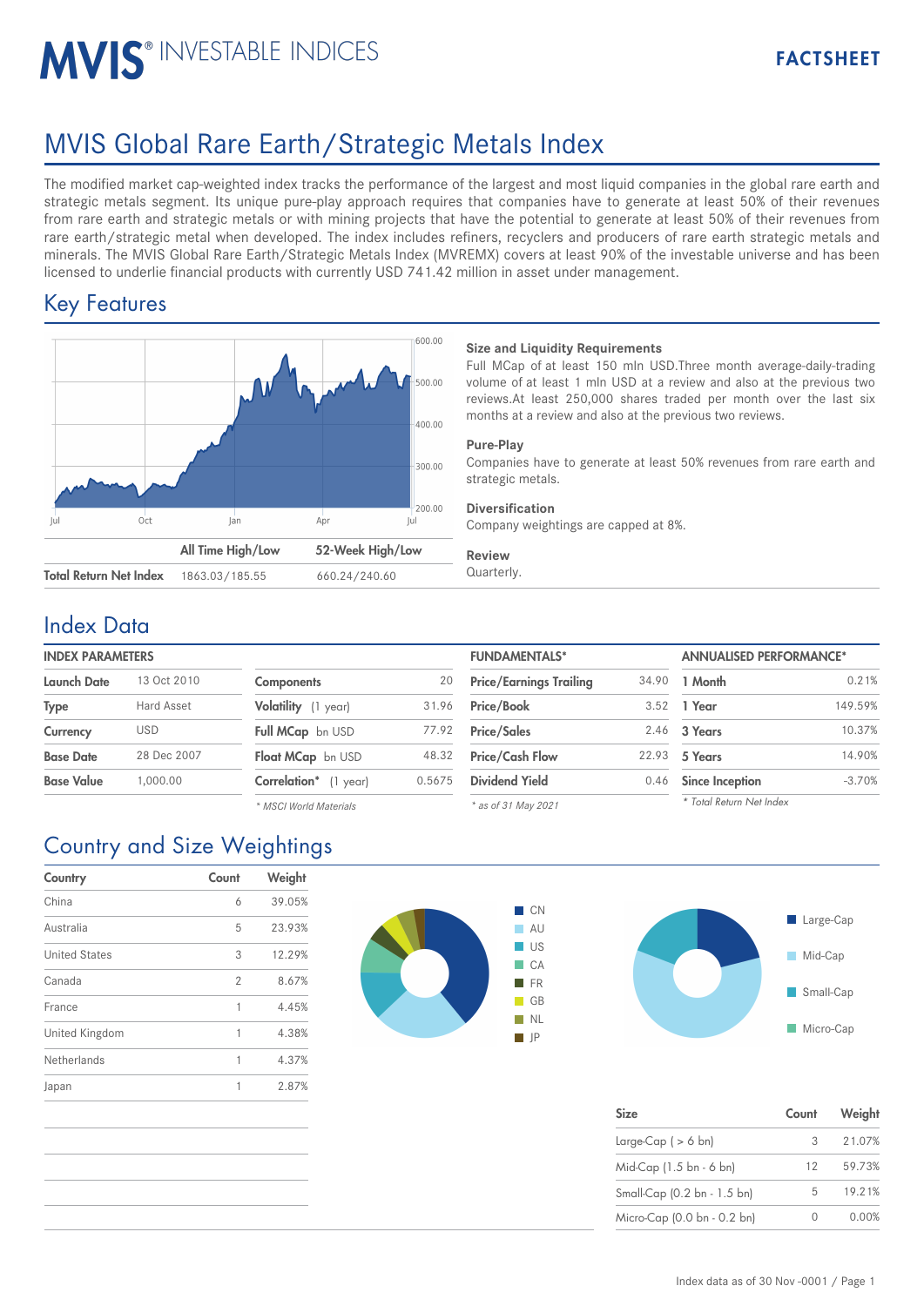# MVIS® INVESTABLE INDICES

**FACTSHEET**

# MVIS Global Rare Earth/Strategic Metals Index

The modified market cap-weighted index tracks the performance of the largest and most liquid companies in the global rare earth and strategic metals segment. Its unique pure-play approach requires that companies have to generate at least 50% of their revenues from rare earth and strategic metals or with mining projects that have the potential to generate at least 50% of their revenues from rare earth/strategic metal when developed. The index includes refiners, recyclers and producers of rare earth strategic metals and minerals. The MVIS Global Rare Earth/Strategic Metals Index (MVREMX) covers at least 90% of the investable universe and has been licensed to underlie financial products with currently USD 741.42 million in asset under management.

## Key Features

| | All Time High/Low | 52-Week High/Low |
|---|---|---|
| **Total Return Net Index** | 1863.03/185.55 | 660.24/240.60 |

**Size and Liquidity Requirements**
Full MCap of at least 150 mln USD.Three month average-daily-trading volume of at least 1 mln USD at a review and also at the previous two reviews.At least 250,000 shares traded per month over the last six months at a review and also at the previous two reviews.

**Pure-Play**
Companies have to generate at least 50% revenues from rare earth and strategic metals.

**Diversification**
Company weightings are capped at 8%.

**Review**
Quarterly.

## Index Data

**INDEX PARAMETERS**

| | |
|---|---|
| **Launch Date** | 13 Oct 2010 |
| **Type** | Hard Asset |
| **Currency** | USD |
| **Base Date** | 28 Dec 2007 |
| **Base Value** | 1,000.00 |

| | |
|---|---|
| **Components** | 20 |
| **Volatility** (1 year) | 31.96 |
| **Full MCap** bn USD | 77.92 |
| **Float MCap** bn USD | 48.32 |
| **Correlation*** (1 year) | 0.5675 |

*\* MSCI World Materials*

**FUNDAMENTALS***

| | |
|---|---|
| **Price/Earnings Trailing** | 34.90 |
| **Price/Book** | 3.52 |
| **Price/Sales** | 2.46 |
| **Price/Cash Flow** | 22.93 |
| **Dividend Yield** | 0.46 |

*\* as of 31 May 2021*

**ANNUALISED PERFORMANCE***

| | |
|---|---|
| **1 Month** | 0.21% |
| **1 Year** | 149.59% |
| **3 Years** | 10.37% |
| **5 Years** | 14.90% |
| **Since Inception** | -3.70% |

*\* Total Return Net Index*

## Country and Size Weightings

| Country | Count | Weight |
|---|---|---|
| China | 6 | 39.05% |
| Australia | 5 | 23.93% |
| United States | 3 | 12.29% |
| Canada | 2 | 8.67% |
| France | 1 | 4.45% |
| United Kingdom | 1 | 4.38% |
| Netherlands | 1 | 4.37% |
| Japan | 1 | 2.87% |

| Size | Count | Weight |
|---|---|---|
| Large-Cap ( > 6 bn) | 3 | 21.07% |
| Mid-Cap (1.5 bn - 6 bn) | 12 | 59.73% |
| Small-Cap (0.2 bn - 1.5 bn) | 5 | 19.21% |
| Micro-Cap (0.0 bn - 0.2 bn) | 0 | 0.00% |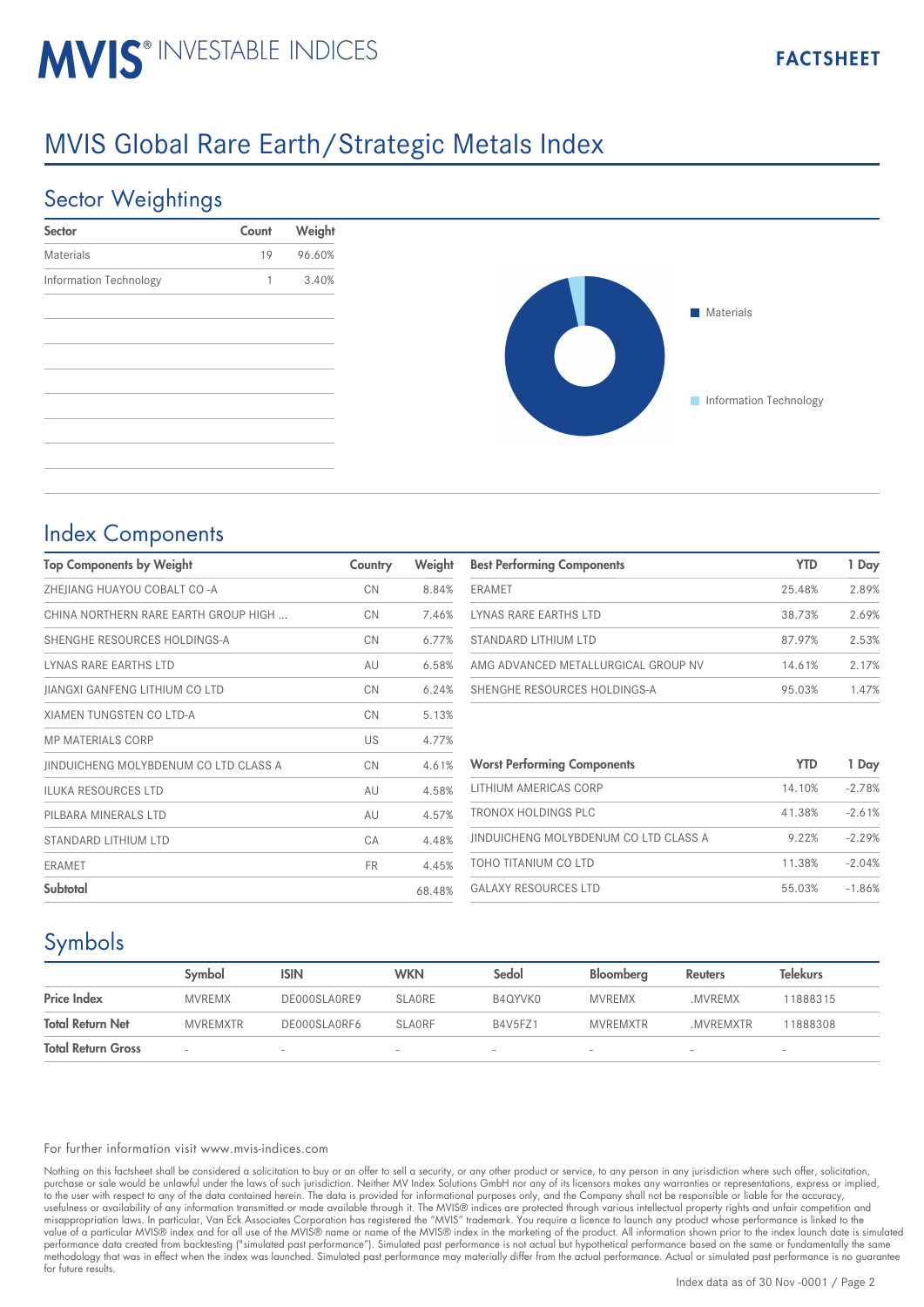# MVIS® INVESTABLE INDICES

**FACTSHEET**

# MVIS Global Rare Earth/Strategic Metals Index

## Sector Weightings

| Sector | Count | Weight |
|---|---|---|
| Materials | 19 | 96.60% |
| Information Technology | 1 | 3.40% |

Materials

Information Technology

## Index Components

| Top Components by Weight | Country | Weight |
|---|---|---|
| ZHEJIANG HUAYOU COBALT CO -A | CN | 8.84% |
| CHINA NORTHERN RARE EARTH GROUP HIGH ... | CN | 7.46% |
| SHENGHE RESOURCES HOLDINGS-A | CN | 6.77% |
| LYNAS RARE EARTHS LTD | AU | 6.58% |
| JIANGXI GANFENG LITHIUM CO LTD | CN | 6.24% |
| XIAMEN TUNGSTEN CO LTD-A | CN | 5.13% |
| MP MATERIALS CORP | US | 4.77% |
| JINDUICHENG MOLYBDENUM CO LTD CLASS A | CN | 4.61% |
| ILUKA RESOURCES LTD | AU | 4.58% |
| PILBARA MINERALS LTD | AU | 4.57% |
| STANDARD LITHIUM LTD | CA | 4.48% |
| ERAMET | FR | 4.45% |
| **Subtotal** | | 68.48% |

| Best Performing Components | YTD | 1 Day |
|---|---|---|
| ERAMET | 25.48% | 2.89% |
| LYNAS RARE EARTHS LTD | 38.73% | 2.69% |
| STANDARD LITHIUM LTD | 87.97% | 2.53% |
| AMG ADVANCED METALLURGICAL GROUP NV | 14.61% | 2.17% |
| SHENGHE RESOURCES HOLDINGS-A | 95.03% | 1.47% |

| Worst Performing Components | YTD | 1 Day |
|---|---|---|
| LITHIUM AMERICAS CORP | 14.10% | -2.78% |
| TRONOX HOLDINGS PLC | 41.38% | -2.61% |
| JINDUICHENG MOLYBDENUM CO LTD CLASS A | 9.22% | -2.29% |
| TOHO TITANIUM CO LTD | 11.38% | -2.04% |
| GALAXY RESOURCES LTD | 55.03% | -1.86% |

## Symbols

| | Symbol | ISIN | WKN | Sedol | Bloomberg | Reuters | Telekurs |
|---|---|---|---|---|---|---|---|
| **Price Index** | MVREMX | DE000SLA0RE9 | SLA0RE | B4QYVK0 | MVREMX | .MVREMX | 11888315 |
| **Total Return Net** | MVREMXTR | DE000SLA0RF6 | SLA0RF | B4V5FZ1 | MVREMXTR | .MVREMXTR | 11888308 |
| **Total Return Gross** | - | - | - | - | - | - | - |

For further information visit www.mvis-indices.com

Nothing on this factsheet shall be considered a solicitation to buy or an offer to sell a security, or any other product or service, to any person in any jurisdiction where such offer, solicitation, purchase or sale would be unlawful under the laws of such jurisdiction. Neither MV Index Solutions GmbH nor any of its licensors makes any warranties or representations, express or implied, to the user with respect to any of the data contained herein. The data is provided for informational purposes only, and the Company shall not be responsible or liable for the accuracy, usefulness or availability of any information transmitted or made available through it. The MVIS® indices are protected through various intellectual property rights and unfair competition and misappropriation laws. In particular, Van Eck Associates Corporation has registered the "MVIS" trademark. You require a licence to launch any product whose performance is linked to the value of a particular MVIS® index and for all use of the MVIS® name or name of the MVIS® index in the marketing of the product. All information shown prior to the index launch date is simulated performance data created from backtesting ("simulated past performance"). Simulated past performance is not actual but hypothetical performance based on the same or fundamentally the same methodology that was in effect when the index was launched. Simulated past performance may materially differ from the actual performance. Actual or simulated past performance is no guarantee for future results.

Index data as of 30 Nov -0001